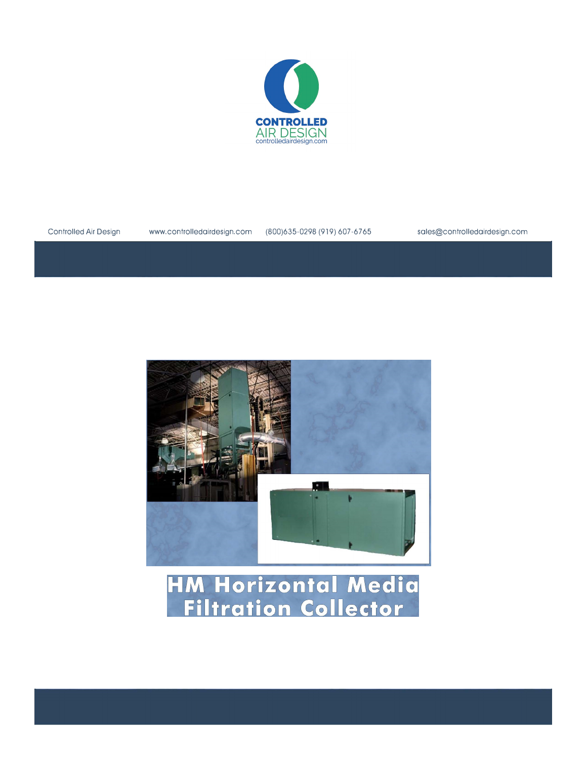CONTROLLED AIR DESIGN
controlledairdesign.com

Controlled Air Design www.controlledairdesign.com (800)635-0298 (919) 607-6765 sales@controlledairdesign.com

# HM Horizontal Media Filtration Collector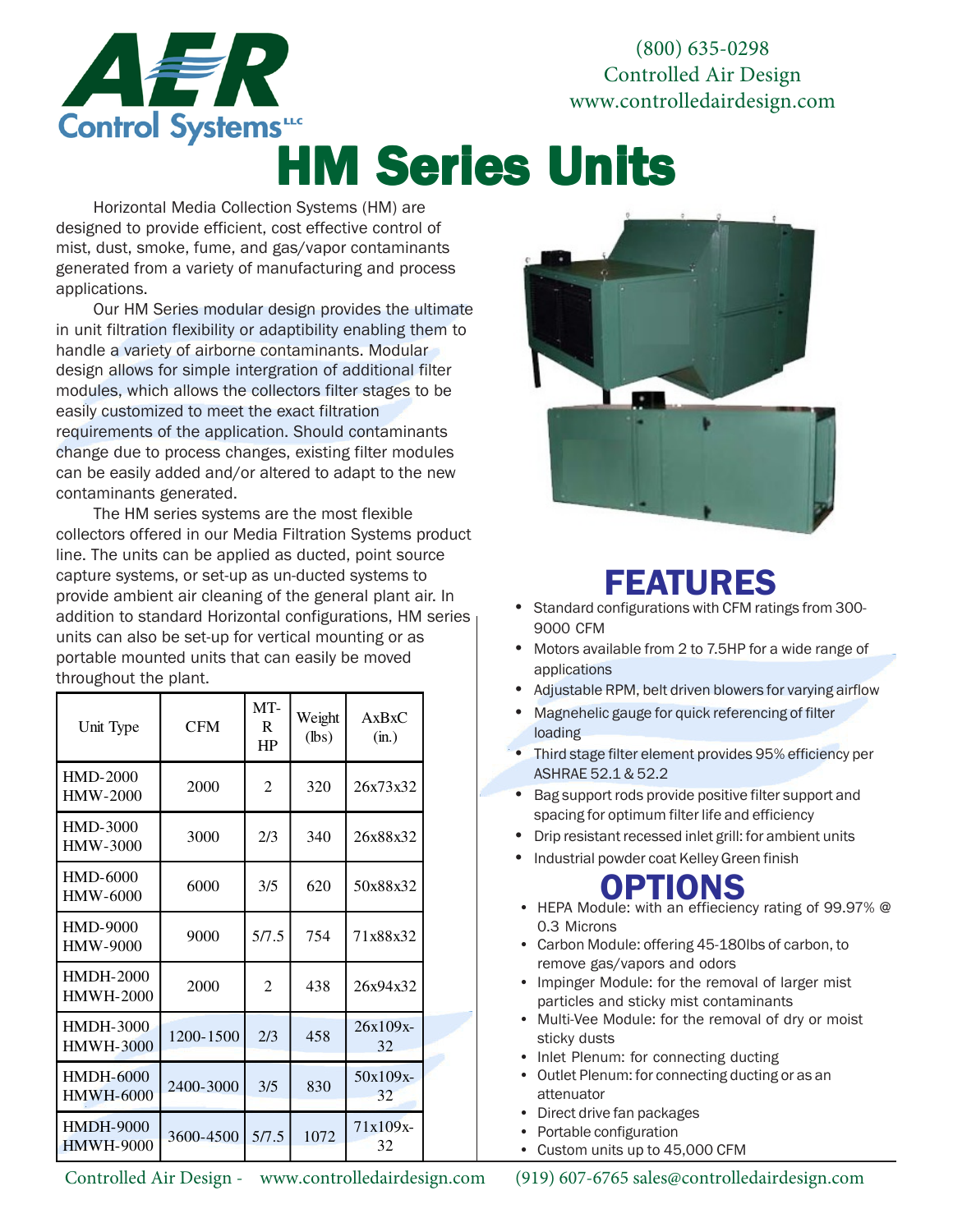AER Control Systems LLC

(800) 635-0298
Controlled Air Design
www.controlledairdesign.com

# HM Series Units

Horizontal Media Collection Systems (HM) are designed to provide efficient, cost effective control of mist, dust, smoke, fume, and gas/vapor contaminants generated from a variety of manufacturing and process applications.

Our HM Series modular design provides the ultimate in unit filtration flexibility or adaptibility enabling them to handle a variety of airborne contaminants. Modular design allows for simple intergration of additional filter modules, which allows the collectors filter stages to be easily customized to meet the exact filtration requirements of the application. Should contaminants change due to process changes, existing filter modules can be easily added and/or altered to adapt to the new contaminants generated.

The HM series systems are the most flexible collectors offered in our Media Filtration Systems product line. The units can be applied as ducted, point source capture systems, or set-up as un-ducted systems to provide ambient air cleaning of the general plant air. In addition to standard Horizontal configurations, HM series units can also be set-up for vertical mounting or as portable mounted units that can easily be moved throughout the plant.

| Unit Type | CFM | MT-R HP | Weight (lbs) | AxBxC (in.) |
|---|---|---|---|---|
| HMD-2000 HMW-2000 | 2000 | 2 | 320 | 26x73x32 |
| HMD-3000 HMW-3000 | 3000 | 2/3 | 340 | 26x88x32 |
| HMD-6000 HMW-6000 | 6000 | 3/5 | 620 | 50x88x32 |
| HMD-9000 HMW-9000 | 9000 | 5/7.5 | 754 | 71x88x32 |
| HMDH-2000 HMWH-2000 | 2000 | 2 | 438 | 26x94x32 |
| HMDH-3000 HMWH-3000 | 1200-1500 | 2/3 | 458 | 26x109x-32 |
| HMDH-6000 HMWH-6000 | 2400-3000 | 3/5 | 830 | 50x109x-32 |
| HMDH-9000 HMWH-9000 | 3600-4500 | 5/7.5 | 1072 | 71x109x-32 |

## FEATURES

- Standard configurations with CFM ratings from 300-9000 CFM
- Motors available from 2 to 7.5HP for a wide range of applications
- Adjustable RPM, belt driven blowers for varying airflow
- Magnehelic gauge for quick referencing of filter loading
- Third stage filter element provides 95% efficiency per ASHRAE 52.1 & 52.2
- Bag support rods provide positive filter support and spacing for optimum filter life and efficiency
- Drip resistant recessed inlet grill: for ambient units
- Industrial powder coat Kelley Green finish

## OPTIONS

- HEPA Module: with an effieciency rating of 99.97% @ 0.3 Microns
- Carbon Module: offering 45-180lbs of carbon, to remove gas/vapors and odors
- Impinger Module: for the removal of larger mist particles and sticky mist contaminants
- Multi-Vee Module: for the removal of dry or moist sticky dusts
- Inlet Plenum: for connecting ducting
- Outlet Plenum: for connecting ducting or as an attenuator
- Direct drive fan packages
- Portable configuration
- Custom units up to 45,000 CFM

Controlled Air Design - www.controlledairdesign.com (919) 607-6765 sales@controlledairdesign.com